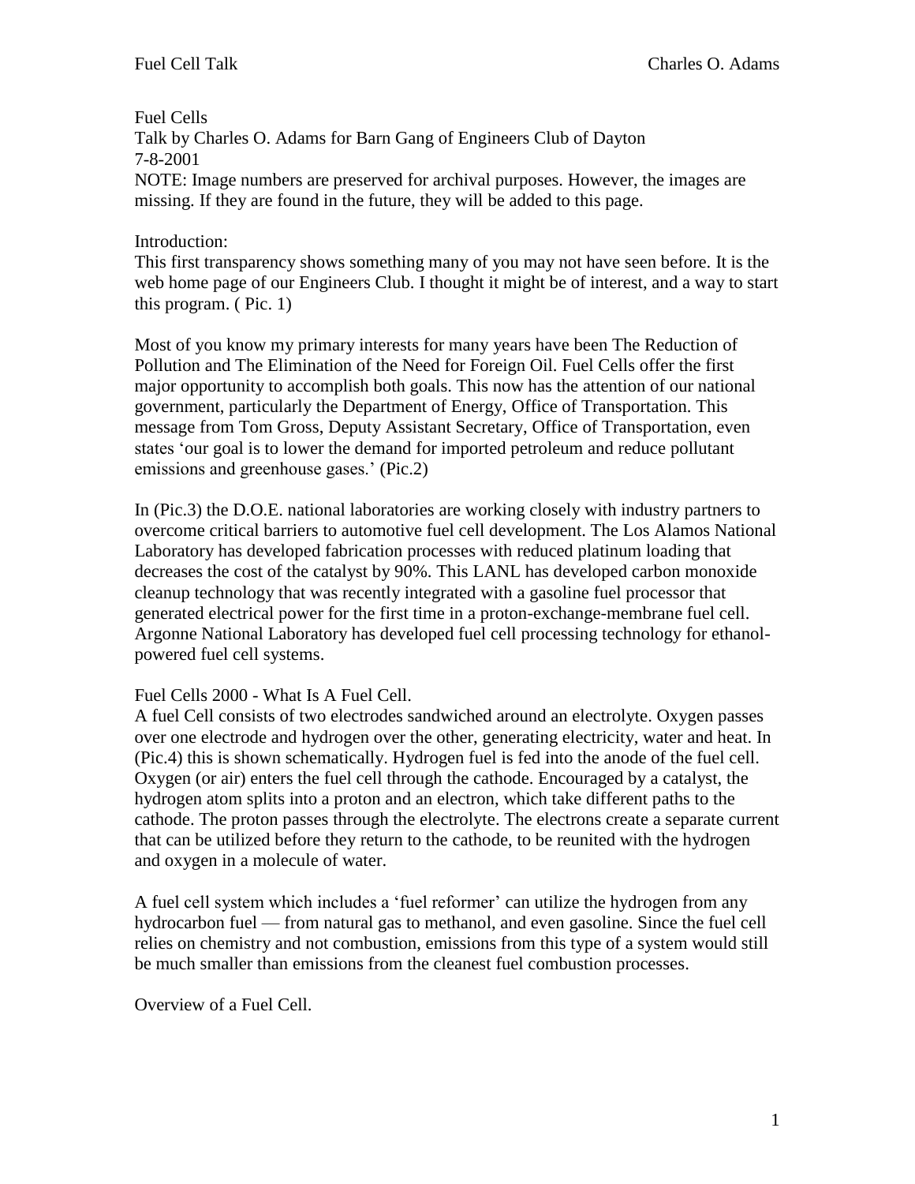Fuel Cells

Talk by Charles O. Adams for Barn Gang of Engineers Club of Dayton

7-8-2001

NOTE: Image numbers are preserved for archival purposes. However, the images are missing. If they are found in the future, they will be added to this page.

Introduction:

This first transparency shows something many of you may not have seen before. It is the web home page of our Engineers Club. I thought it might be of interest, and a way to start this program. ( Pic. 1)

Most of you know my primary interests for many years have been The Reduction of Pollution and The Elimination of the Need for Foreign Oil. Fuel Cells offer the first major opportunity to accomplish both goals. This now has the attention of our national government, particularly the Department of Energy, Office of Transportation. This message from Tom Gross, Deputy Assistant Secretary, Office of Transportation, even states 'our goal is to lower the demand for imported petroleum and reduce pollutant emissions and greenhouse gases.' (Pic.2)

In (Pic.3) the D.O.E. national laboratories are working closely with industry partners to overcome critical barriers to automotive fuel cell development. The Los Alamos National Laboratory has developed fabrication processes with reduced platinum loading that decreases the cost of the catalyst by 90%. This LANL has developed carbon monoxide cleanup technology that was recently integrated with a gasoline fuel processor that generated electrical power for the first time in a proton-exchange-membrane fuel cell. Argonne National Laboratory has developed fuel cell processing technology for ethanol-powered fuel cell systems.

Fuel Cells 2000 - What Is A Fuel Cell.

A fuel Cell consists of two electrodes sandwiched around an electrolyte. Oxygen passes over one electrode and hydrogen over the other, generating electricity, water and heat. In (Pic.4) this is shown schematically. Hydrogen fuel is fed into the anode of the fuel cell. Oxygen (or air) enters the fuel cell through the cathode. Encouraged by a catalyst, the hydrogen atom splits into a proton and an electron, which take different paths to the cathode. The proton passes through the electrolyte. The electrons create a separate current that can be utilized before they return to the cathode, to be reunited with the hydrogen and oxygen in a molecule of water.

A fuel cell system which includes a 'fuel reformer' can utilize the hydrogen from any hydrocarbon fuel — from natural gas to methanol, and even gasoline. Since the fuel cell relies on chemistry and not combustion, emissions from this type of a system would still be much smaller than emissions from the cleanest fuel combustion processes.

Overview of a Fuel Cell.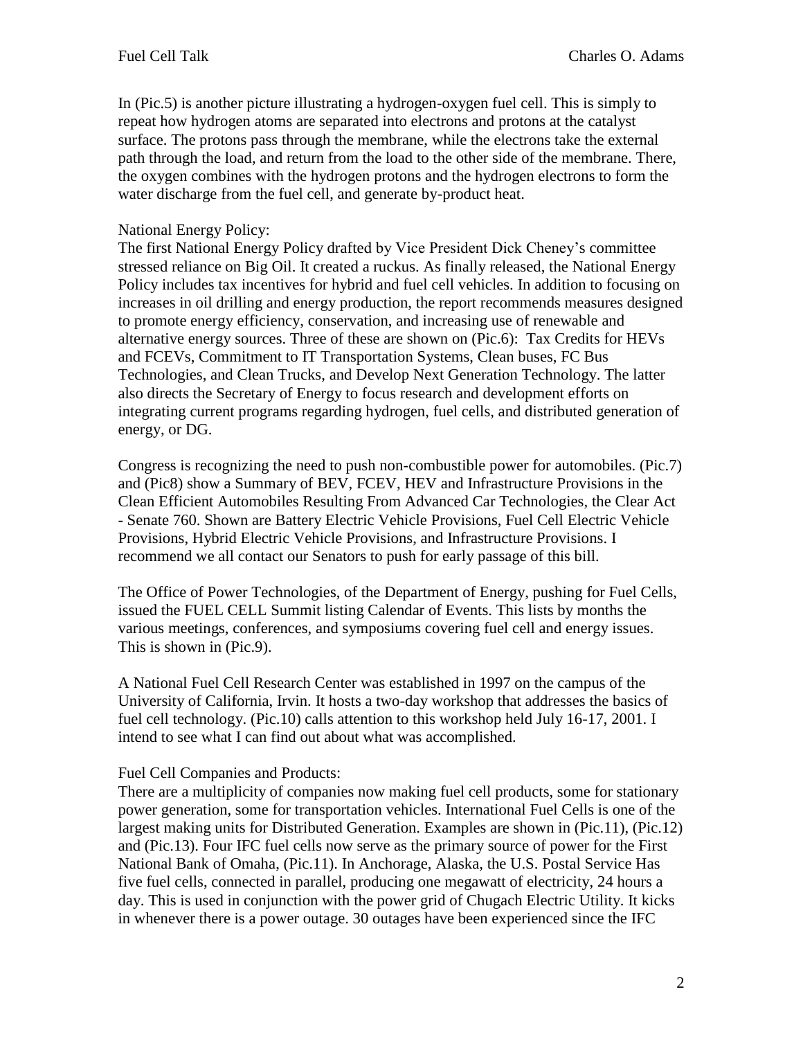In (Pic.5) is another picture illustrating a hydrogen-oxygen fuel cell. This is simply to repeat how hydrogen atoms are separated into electrons and protons at the catalyst surface. The protons pass through the membrane, while the electrons take the external path through the load, and return from the load to the other side of the membrane. There, the oxygen combines with the hydrogen protons and the hydrogen electrons to form the water discharge from the fuel cell, and generate by-product heat.

National Energy Policy:
The first National Energy Policy drafted by Vice President Dick Cheney's committee stressed reliance on Big Oil. It created a ruckus. As finally released, the National Energy Policy includes tax incentives for hybrid and fuel cell vehicles. In addition to focusing on increases in oil drilling and energy production, the report recommends measures designed to promote energy efficiency, conservation, and increasing use of renewable and alternative energy sources. Three of these are shown on (Pic.6): Tax Credits for HEVs and FCEVs, Commitment to IT Transportation Systems, Clean buses, FC Bus Technologies, and Clean Trucks, and Develop Next Generation Technology. The latter also directs the Secretary of Energy to focus research and development efforts on integrating current programs regarding hydrogen, fuel cells, and distributed generation of energy, or DG.

Congress is recognizing the need to push non-combustible power for automobiles. (Pic.7) and (Pic8) show a Summary of BEV, FCEV, HEV and Infrastructure Provisions in the Clean Efficient Automobiles Resulting From Advanced Car Technologies, the Clear Act - Senate 760. Shown are Battery Electric Vehicle Provisions, Fuel Cell Electric Vehicle Provisions, Hybrid Electric Vehicle Provisions, and Infrastructure Provisions. I recommend we all contact our Senators to push for early passage of this bill.

The Office of Power Technologies, of the Department of Energy, pushing for Fuel Cells, issued the FUEL CELL Summit listing Calendar of Events. This lists by months the various meetings, conferences, and symposiums covering fuel cell and energy issues. This is shown in (Pic.9).

A National Fuel Cell Research Center was established in 1997 on the campus of the University of California, Irvin. It hosts a two-day workshop that addresses the basics of fuel cell technology. (Pic.10) calls attention to this workshop held July 16-17, 2001. I intend to see what I can find out about what was accomplished.

Fuel Cell Companies and Products:
There are a multiplicity of companies now making fuel cell products, some for stationary power generation, some for transportation vehicles. International Fuel Cells is one of the largest making units for Distributed Generation. Examples are shown in (Pic.11), (Pic.12) and (Pic.13). Four IFC fuel cells now serve as the primary source of power for the First National Bank of Omaha, (Pic.11). In Anchorage, Alaska, the U.S. Postal Service Has five fuel cells, connected in parallel, producing one megawatt of electricity, 24 hours a day. This is used in conjunction with the power grid of Chugach Electric Utility. It kicks in whenever there is a power outage. 30 outages have been experienced since the IFC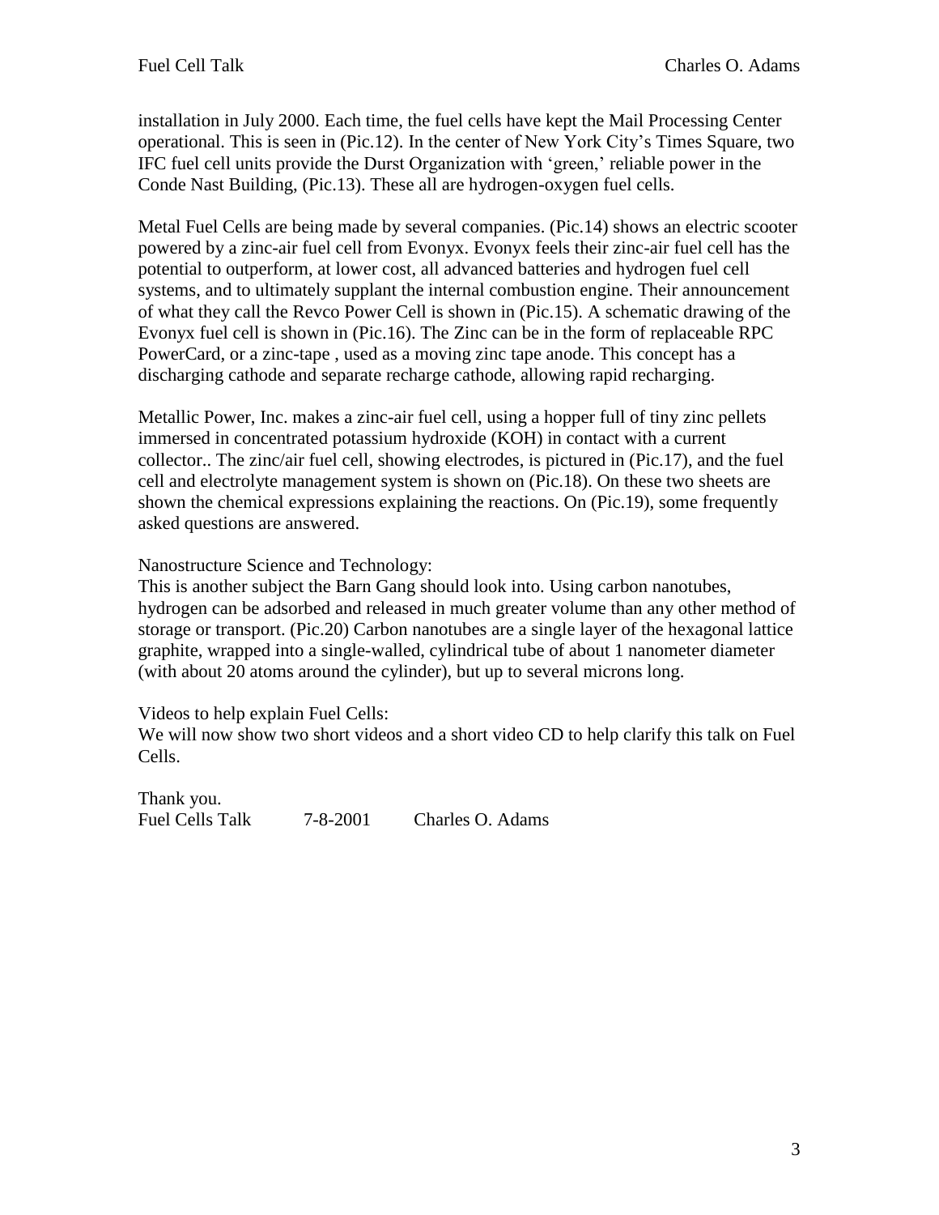installation in July 2000. Each time, the fuel cells have kept the Mail Processing Center operational. This is seen in (Pic.12). In the center of New York City's Times Square, two IFC fuel cell units provide the Durst Organization with 'green,' reliable power in the Conde Nast Building, (Pic.13). These all are hydrogen-oxygen fuel cells.

Metal Fuel Cells are being made by several companies. (Pic.14) shows an electric scooter powered by a zinc-air fuel cell from Evonyx. Evonyx feels their zinc-air fuel cell has the potential to outperform, at lower cost, all advanced batteries and hydrogen fuel cell systems, and to ultimately supplant the internal combustion engine. Their announcement of what they call the Revco Power Cell is shown in (Pic.15). A schematic drawing of the Evonyx fuel cell is shown in (Pic.16). The Zinc can be in the form of replaceable RPC PowerCard, or a zinc-tape , used as a moving zinc tape anode. This concept has a discharging cathode and separate recharge cathode, allowing rapid recharging.

Metallic Power, Inc. makes a zinc-air fuel cell, using a hopper full of tiny zinc pellets immersed in concentrated potassium hydroxide (KOH) in contact with a current collector.. The zinc/air fuel cell, showing electrodes, is pictured in (Pic.17), and the fuel cell and electrolyte management system is shown on (Pic.18). On these two sheets are shown the chemical expressions explaining the reactions. On (Pic.19), some frequently asked questions are answered.

Nanostructure Science and Technology:
This is another subject the Barn Gang should look into. Using carbon nanotubes, hydrogen can be adsorbed and released in much greater volume than any other method of storage or transport. (Pic.20) Carbon nanotubes are a single layer of the hexagonal lattice graphite, wrapped into a single-walled, cylindrical tube of about 1 nanometer diameter (with about 20 atoms around the cylinder), but up to several microns long.

Videos to help explain Fuel Cells:
We will now show two short videos and a short video CD to help clarify this talk on Fuel Cells.

Thank you.
Fuel Cells Talk 7-8-2001 Charles O. Adams